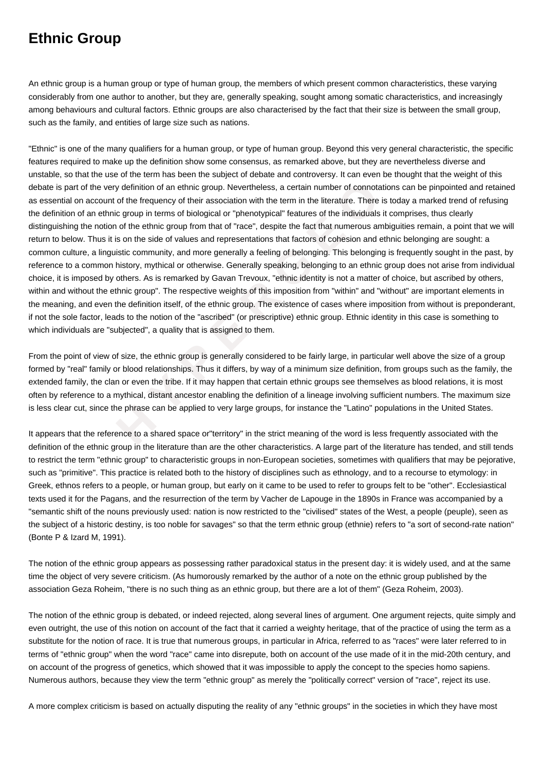# Ethnic Group

An ethnic group is a human group or type of human group, the members of which present common characteristics, these varying considerably from one author to another, but they are, generally speaking, sought among somatic characteristics, and increasingly among behaviours and cultural factors. Ethnic groups are also characterised by the fact that their size is between the small group, such as the family, and entities of large size such as nations.

"Ethnic" is one of the many qualifiers for a human group, or type of human group. Beyond this very general characteristic, the specific features required to make up the definition show some consensus, as remarked above, but they are nevertheless diverse and unstable, so that the use of the term has been the subject of debate and controversy. It can even be thought that the weight of this debate is part of the very definition of an ethnic group. Nevertheless, a certain number of connotations can be pinpointed and retained as essential on account of the frequency of their association with the term in the literature. There is today a marked trend of refusing the definition of an ethnic group in terms of biological or "phenotypical" features of the individuals it comprises, thus clearly distinguishing the notion of the ethnic group from that of "race", despite the fact that numerous ambiguities remain, a point that we will return to below. Thus it is on the side of values and representations that factors of cohesion and ethnic belonging are sought: a common culture, a linguistic community, and more generally a feeling of belonging. This belonging is frequently sought in the past, by reference to a common history, mythical or otherwise. Generally speaking, belonging to an ethnic group does not arise from individual choice, it is imposed by others. As is remarked by Gavan Trevoux, "ethnic identity is not a matter of choice, but ascribed by others, within and without the ethnic group". The respective weights of this imposition from "within" and "without" are important elements in the meaning, and even the definition itself, of the ethnic group. The existence of cases where imposition from without is preponderant, if not the sole factor, leads to the notion of the "ascribed" (or prescriptive) ethnic group. Ethnic identity in this case is something to which individuals are "subjected", a quality that is assigned to them.

From the point of view of size, the ethnic group is generally considered to be fairly large, in particular well above the size of a group formed by "real" family or blood relationships. Thus it differs, by way of a minimum size definition, from groups such as the family, the extended family, the clan or even the tribe. If it may happen that certain ethnic groups see themselves as blood relations, it is most often by reference to a mythical, distant ancestor enabling the definition of a lineage involving sufficient numbers. The maximum size is less clear cut, since the phrase can be applied to very large groups, for instance the "Latino" populations in the United States.

It appears that the reference to a shared space or"territory" in the strict meaning of the word is less frequently associated with the definition of the ethnic group in the literature than are the other characteristics. A large part of the literature has tended, and still tends to restrict the term "ethnic group" to characteristic groups in non-European societies, sometimes with qualifiers that may be pejorative, such as "primitive". This practice is related both to the history of disciplines such as ethnology, and to a recourse to etymology: in Greek, ethnos refers to a people, or human group, but early on it came to be used to refer to groups felt to be "other". Ecclesiastical texts used it for the Pagans, and the resurrection of the term by Vacher de Lapouge in the 1890s in France was accompanied by a "semantic shift of the nouns previously used: nation is now restricted to the "civilised" states of the West, a people (peuple), seen as the subject of a historic destiny, is too noble for savages" so that the term ethnic group (ethnie) refers to "a sort of second-rate nation" (Bonte P & Izard M, 1991).

The notion of the ethnic group appears as possessing rather paradoxical status in the present day: it is widely used, and at the same time the object of very severe criticism. (As humorously remarked by the author of a note on the ethnic group published by the association Geza Roheim, "there is no such thing as an ethnic group, but there are a lot of them" (Geza Roheim, 2003).

The notion of the ethnic group is debated, or indeed rejected, along several lines of argument. One argument rejects, quite simply and even outright, the use of this notion on account of the fact that it carried a weighty heritage, that of the practice of using the term as a substitute for the notion of race. It is true that numerous groups, in particular in Africa, referred to as "races" were later referred to in terms of "ethnic group" when the word "race" came into disrepute, both on account of the use made of it in the mid-20th century, and on account of the progress of genetics, which showed that it was impossible to apply the concept to the species homo sapiens. Numerous authors, because they view the term "ethnic group" as merely the "politically correct" version of "race", reject its use.

A more complex criticism is based on actually disputing the reality of any "ethnic groups" in the societies in which they have most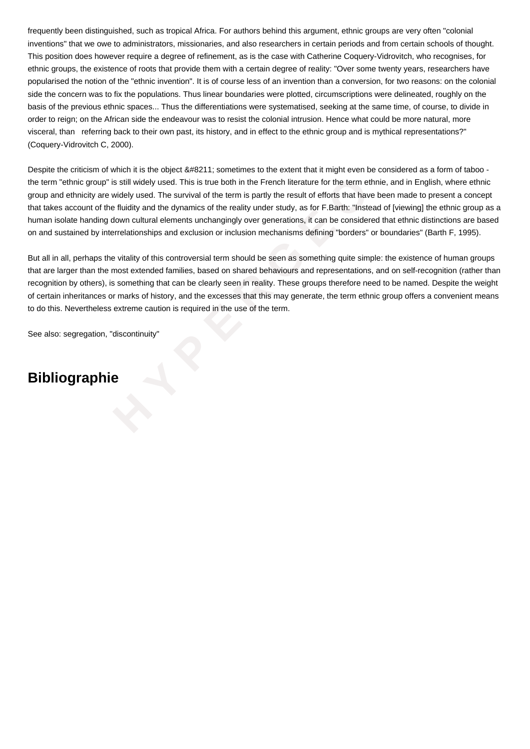frequently been distinguished, such as tropical Africa. For authors behind this argument, ethnic groups are very often "colonial inventions" that we owe to administrators, missionaries, and also researchers in certain periods and from certain schools of thought. This position does however require a degree of refinement, as is the case with Catherine Coquery-Vidrovitch, who recognises, for ethnic groups, the existence of roots that provide them with a certain degree of reality: "Over some twenty years, researchers have popularised the notion of the "ethnic invention". It is of course less of an invention than a conversion, for two reasons: on the colonial side the concern was to fix the populations. Thus linear boundaries were plotted, circumscriptions were delineated, roughly on the basis of the previous ethnic spaces... Thus the differentiations were systematised, seeking at the same time, of course, to divide in order to reign; on the African side the endeavour was to resist the colonial intrusion. Hence what could be more natural, more visceral, than referring back to their own past, its history, and in effect to the ethnic group and is mythical representations?" (Coquery-Vidrovitch C, 2000).

Despite the criticism of which it is the object &#8211; sometimes to the extent that it might even be considered as a form of taboo - the term "ethnic group" is still widely used. This is true both in the French literature for the term ethnie, and in English, where ethnic group and ethnicity are widely used. The survival of the term is partly the result of efforts that have been made to present a concept that takes account of the fluidity and the dynamics of the reality under study, as for F.Barth: "Instead of [viewing] the ethnic group as a human isolate handing down cultural elements unchangingly over generations, it can be considered that ethnic distinctions are based on and sustained by interrelationships and exclusion or inclusion mechanisms defining "borders" or boundaries" (Barth F, 1995).

But all in all, perhaps the vitality of this controversial term should be seen as something quite simple: the existence of human groups that are larger than the most extended families, based on shared behaviours and representations, and on self-recognition (rather than recognition by others), is something that can be clearly seen in reality. These groups therefore need to be named. Despite the weight of certain inheritances or marks of history, and the excesses that this may generate, the term ethnic group offers a convenient means to do this. Nevertheless extreme caution is required in the use of the term.

See also: segregation, "discontinuity"

## Bibliographie